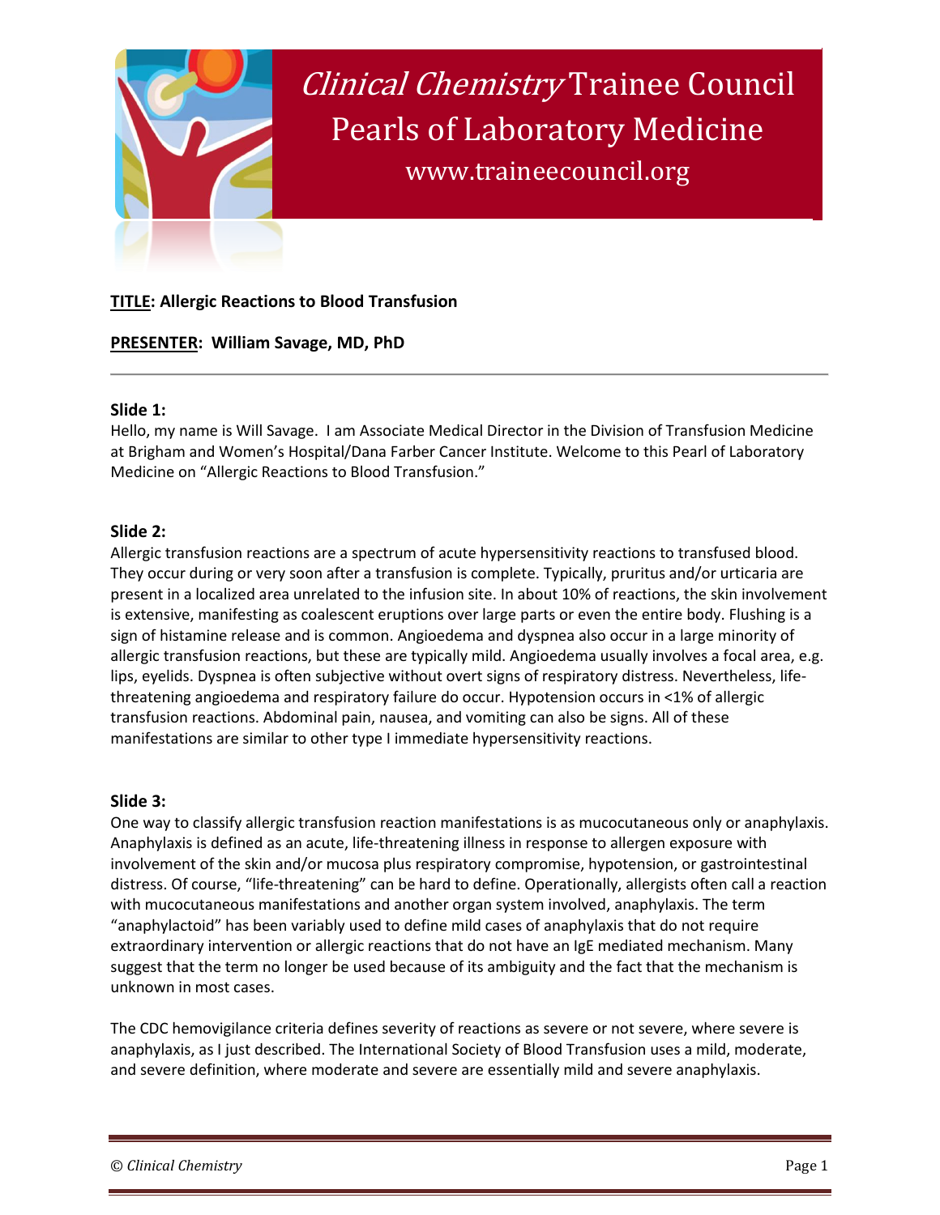# Clinical Chemistry Trainee Council Pearls of Laboratory Medicine

www.traineecouncil.org

**TITLE: Allergic Reactions to Blood Transfusion**

**PRESENTER: William Savage, MD, PhD**

---

### Slide 1:

Hello, my name is Will Savage. I am Associate Medical Director in the Division of Transfusion Medicine at Brigham and Women's Hospital/Dana Farber Cancer Institute. Welcome to this Pearl of Laboratory Medicine on "Allergic Reactions to Blood Transfusion."

### Slide 2:

Allergic transfusion reactions are a spectrum of acute hypersensitivity reactions to transfused blood. They occur during or very soon after a transfusion is complete. Typically, pruritus and/or urticaria are present in a localized area unrelated to the infusion site. In about 10% of reactions, the skin involvement is extensive, manifesting as coalescent eruptions over large parts or even the entire body. Flushing is a sign of histamine release and is common. Angioedema and dyspnea also occur in a large minority of allergic transfusion reactions, but these are typically mild. Angioedema usually involves a focal area, e.g. lips, eyelids. Dyspnea is often subjective without overt signs of respiratory distress. Nevertheless, life-threatening angioedema and respiratory failure do occur. Hypotension occurs in <1% of allergic transfusion reactions. Abdominal pain, nausea, and vomiting can also be signs. All of these manifestations are similar to other type I immediate hypersensitivity reactions.

### Slide 3:

One way to classify allergic transfusion reaction manifestations is as mucocutaneous only or anaphylaxis. Anaphylaxis is defined as an acute, life-threatening illness in response to allergen exposure with involvement of the skin and/or mucosa plus respiratory compromise, hypotension, or gastrointestinal distress. Of course, "life-threatening" can be hard to define. Operationally, allergists often call a reaction with mucocutaneous manifestations and another organ system involved, anaphylaxis. The term "anaphylactoid" has been variably used to define mild cases of anaphylaxis that do not require extraordinary intervention or allergic reactions that do not have an IgE mediated mechanism. Many suggest that the term no longer be used because of its ambiguity and the fact that the mechanism is unknown in most cases.

The CDC hemovigilance criteria defines severity of reactions as severe or not severe, where severe is anaphylaxis, as I just described. The International Society of Blood Transfusion uses a mild, moderate, and severe definition, where moderate and severe are essentially mild and severe anaphylaxis.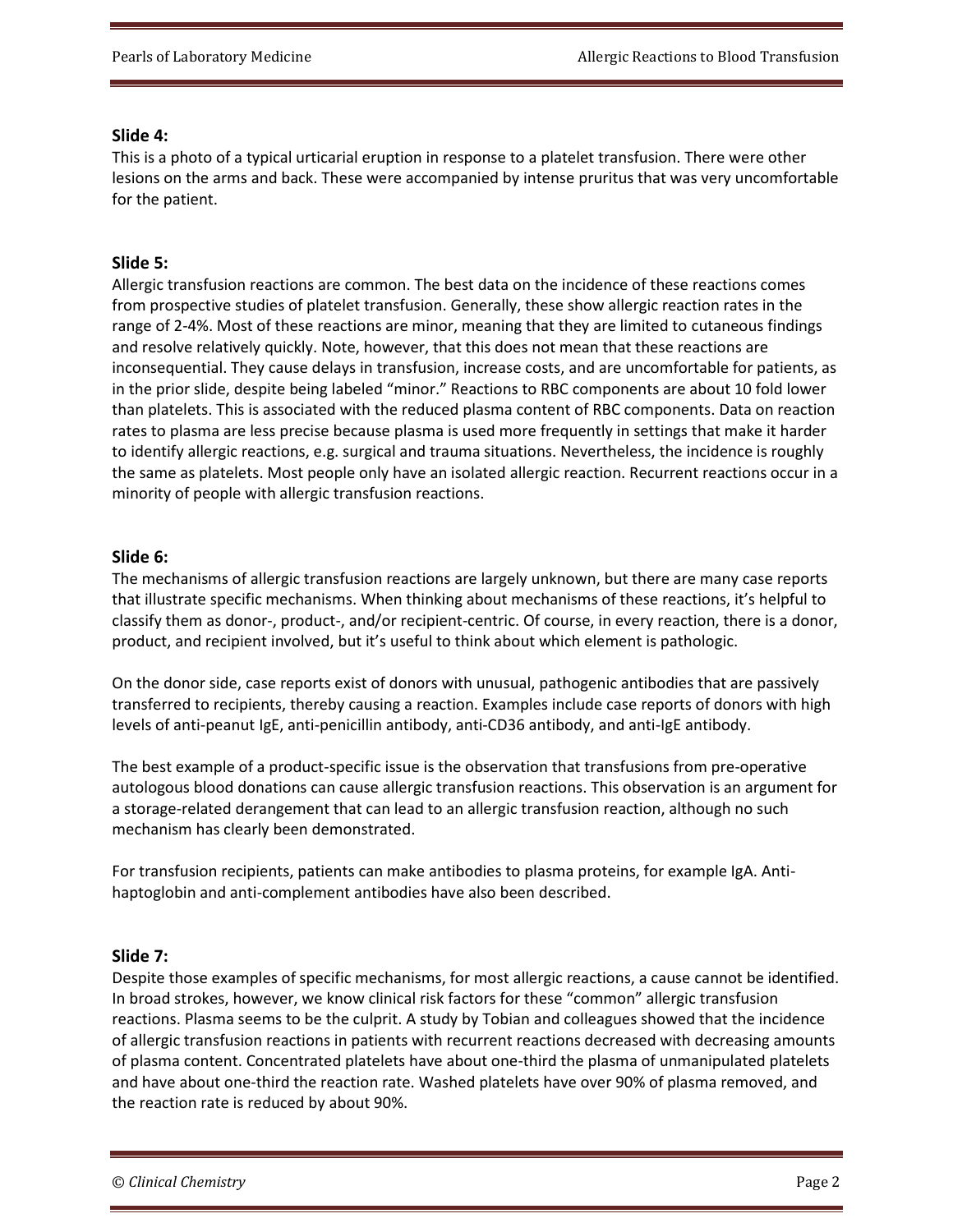### Slide 4:

This is a photo of a typical urticarial eruption in response to a platelet transfusion. There were other lesions on the arms and back. These were accompanied by intense pruritus that was very uncomfortable for the patient.

### Slide 5:

Allergic transfusion reactions are common. The best data on the incidence of these reactions comes from prospective studies of platelet transfusion. Generally, these show allergic reaction rates in the range of 2-4%. Most of these reactions are minor, meaning that they are limited to cutaneous findings and resolve relatively quickly. Note, however, that this does not mean that these reactions are inconsequential. They cause delays in transfusion, increase costs, and are uncomfortable for patients, as in the prior slide, despite being labeled "minor." Reactions to RBC components are about 10 fold lower than platelets. This is associated with the reduced plasma content of RBC components. Data on reaction rates to plasma are less precise because plasma is used more frequently in settings that make it harder to identify allergic reactions, e.g. surgical and trauma situations. Nevertheless, the incidence is roughly the same as platelets. Most people only have an isolated allergic reaction. Recurrent reactions occur in a minority of people with allergic transfusion reactions.

### Slide 6:

The mechanisms of allergic transfusion reactions are largely unknown, but there are many case reports that illustrate specific mechanisms. When thinking about mechanisms of these reactions, it's helpful to classify them as donor-, product-, and/or recipient-centric. Of course, in every reaction, there is a donor, product, and recipient involved, but it's useful to think about which element is pathologic.

On the donor side, case reports exist of donors with unusual, pathogenic antibodies that are passively transferred to recipients, thereby causing a reaction. Examples include case reports of donors with high levels of anti-peanut IgE, anti-penicillin antibody, anti-CD36 antibody, and anti-IgE antibody.

The best example of a product-specific issue is the observation that transfusions from pre-operative autologous blood donations can cause allergic transfusion reactions. This observation is an argument for a storage-related derangement that can lead to an allergic transfusion reaction, although no such mechanism has clearly been demonstrated.

For transfusion recipients, patients can make antibodies to plasma proteins, for example IgA. Anti-haptoglobin and anti-complement antibodies have also been described.

### Slide 7:

Despite those examples of specific mechanisms, for most allergic reactions, a cause cannot be identified. In broad strokes, however, we know clinical risk factors for these "common" allergic transfusion reactions. Plasma seems to be the culprit. A study by Tobian and colleagues showed that the incidence of allergic transfusion reactions in patients with recurrent reactions decreased with decreasing amounts of plasma content. Concentrated platelets have about one-third the plasma of unmanipulated platelets and have about one-third the reaction rate. Washed platelets have over 90% of plasma removed, and the reaction rate is reduced by about 90%.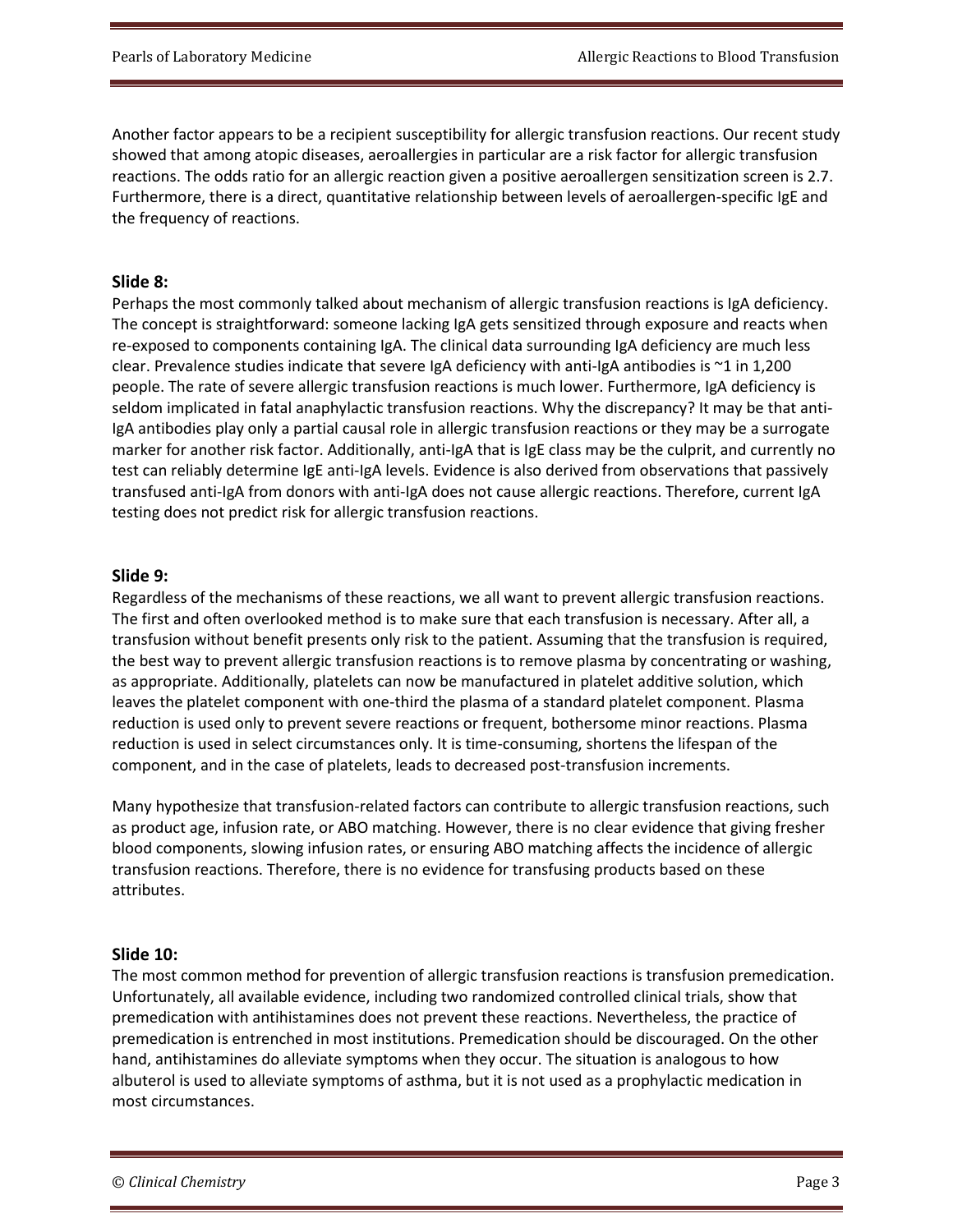Another factor appears to be a recipient susceptibility for allergic transfusion reactions. Our recent study showed that among atopic diseases, aeroallergies in particular are a risk factor for allergic transfusion reactions. The odds ratio for an allergic reaction given a positive aeroallergen sensitization screen is 2.7. Furthermore, there is a direct, quantitative relationship between levels of aeroallergen-specific IgE and the frequency of reactions.

## Slide 8:

Perhaps the most commonly talked about mechanism of allergic transfusion reactions is IgA deficiency. The concept is straightforward: someone lacking IgA gets sensitized through exposure and reacts when re-exposed to components containing IgA. The clinical data surrounding IgA deficiency are much less clear. Prevalence studies indicate that severe IgA deficiency with anti-IgA antibodies is ~1 in 1,200 people. The rate of severe allergic transfusion reactions is much lower. Furthermore, IgA deficiency is seldom implicated in fatal anaphylactic transfusion reactions. Why the discrepancy? It may be that anti-IgA antibodies play only a partial causal role in allergic transfusion reactions or they may be a surrogate marker for another risk factor. Additionally, anti-IgA that is IgE class may be the culprit, and currently no test can reliably determine IgE anti-IgA levels. Evidence is also derived from observations that passively transfused anti-IgA from donors with anti-IgA does not cause allergic reactions. Therefore, current IgA testing does not predict risk for allergic transfusion reactions.

## Slide 9:

Regardless of the mechanisms of these reactions, we all want to prevent allergic transfusion reactions. The first and often overlooked method is to make sure that each transfusion is necessary. After all, a transfusion without benefit presents only risk to the patient. Assuming that the transfusion is required, the best way to prevent allergic transfusion reactions is to remove plasma by concentrating or washing, as appropriate. Additionally, platelets can now be manufactured in platelet additive solution, which leaves the platelet component with one-third the plasma of a standard platelet component. Plasma reduction is used only to prevent severe reactions or frequent, bothersome minor reactions. Plasma reduction is used in select circumstances only. It is time-consuming, shortens the lifespan of the component, and in the case of platelets, leads to decreased post-transfusion increments.

Many hypothesize that transfusion-related factors can contribute to allergic transfusion reactions, such as product age, infusion rate, or ABO matching. However, there is no clear evidence that giving fresher blood components, slowing infusion rates, or ensuring ABO matching affects the incidence of allergic transfusion reactions. Therefore, there is no evidence for transfusing products based on these attributes.

## Slide 10:

The most common method for prevention of allergic transfusion reactions is transfusion premedication. Unfortunately, all available evidence, including two randomized controlled clinical trials, show that premedication with antihistamines does not prevent these reactions. Nevertheless, the practice of premedication is entrenched in most institutions. Premedication should be discouraged. On the other hand, antihistamines do alleviate symptoms when they occur. The situation is analogous to how albuterol is used to alleviate symptoms of asthma, but it is not used as a prophylactic medication in most circumstances.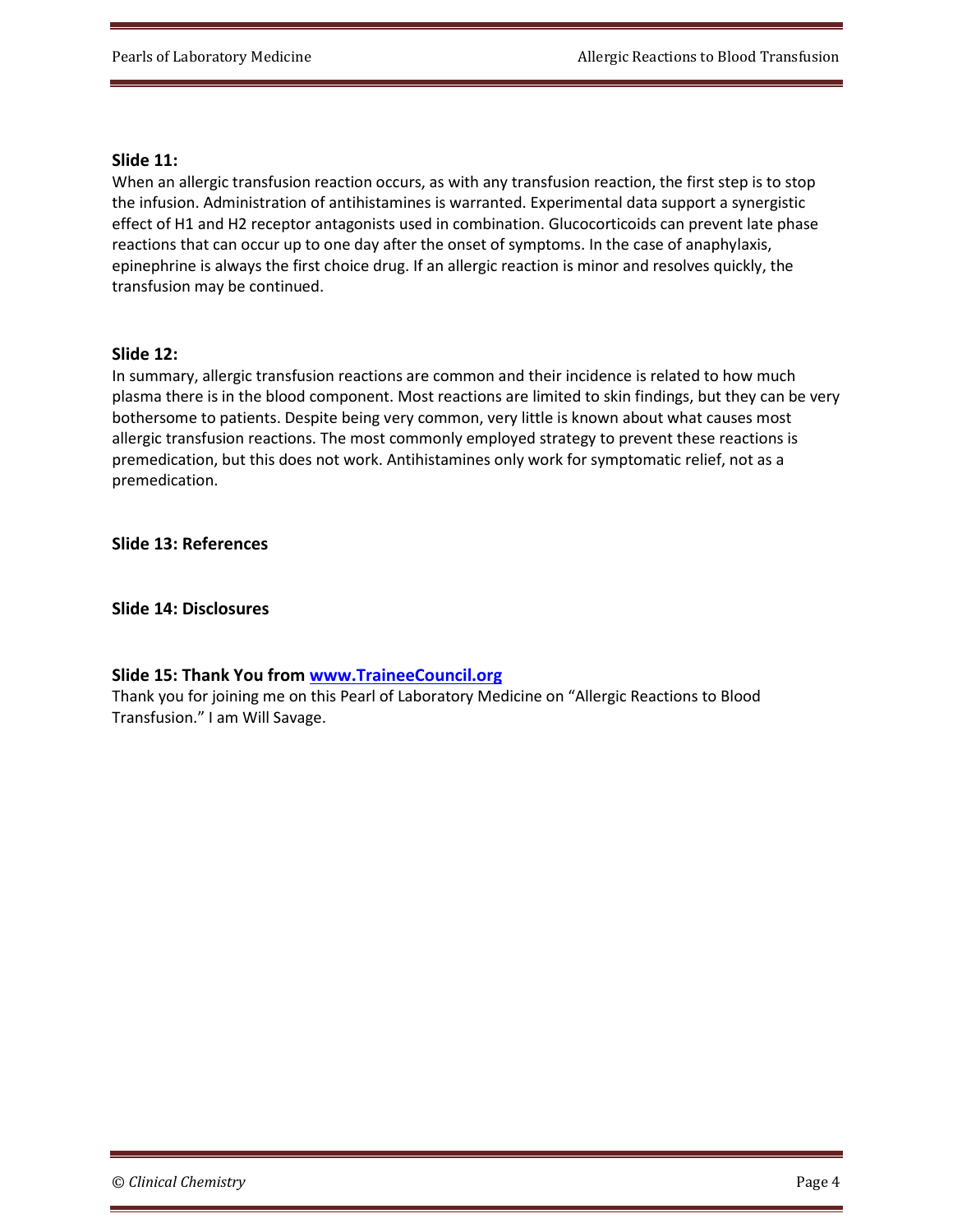**Slide 11:**

When an allergic transfusion reaction occurs, as with any transfusion reaction, the first step is to stop the infusion. Administration of antihistamines is warranted. Experimental data support a synergistic effect of H1 and H2 receptor antagonists used in combination. Glucocorticoids can prevent late phase reactions that can occur up to one day after the onset of symptoms. In the case of anaphylaxis, epinephrine is always the first choice drug. If an allergic reaction is minor and resolves quickly, the transfusion may be continued.

**Slide 12:**

In summary, allergic transfusion reactions are common and their incidence is related to how much plasma there is in the blood component. Most reactions are limited to skin findings, but they can be very bothersome to patients. Despite being very common, very little is known about what causes most allergic transfusion reactions. The most commonly employed strategy to prevent these reactions is premedication, but this does not work. Antihistamines only work for symptomatic relief, not as a premedication.

**Slide 13: References**

**Slide 14: Disclosures**

**Slide 15: Thank You from [www.TraineeCouncil.org](http://www.TraineeCouncil.org)**

Thank you for joining me on this Pearl of Laboratory Medicine on "Allergic Reactions to Blood Transfusion." I am Will Savage.